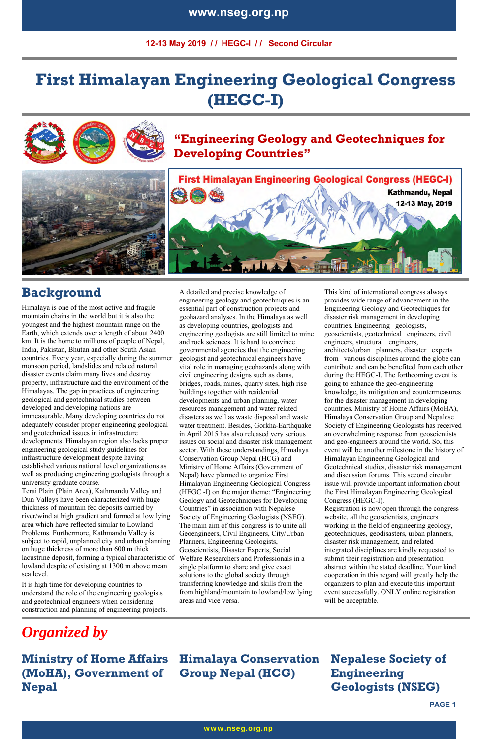12-13 May 2019 // HEGC-I // Second Circular

# First Himalayan Engineering Geological Congress (HEGC-I)

## "Engineering Geology and Geotechniques for Developing Countries"

## Background

Himalaya is one of the most active and fragile mountain chains in the world but it is also the youngest and the highest mountain range on the Earth, which extends over a length of about 2400 km. It is the home to millions of people of Nepal, India, Pakistan, Bhutan and other South Asian countries. Every year, especially during the summer monsoon period, landslides and related natural disaster events claim many lives and destroy property, infrastructure and the environment of the Himalayas. The gap in practices of engineering geological and geotechnical studies between developed and developing nations are immeasurable. Many developing countries do not adequately consider proper engineering geological and geotechnical issues in infrastructure developments. Himalayan region also lacks proper engineering geological study guidelines for infrastructure development despite having established various national level organizations as well as producing engineering geologists through a university graduate course.

Terai Plain (Plain Area), Kathmandu Valley and Dun Valleys have been characterized with huge thickness of mountain fed deposits carried by river/wind at high gradient and formed at low lying area which have reflected similar to Lowland Problems. Furthermore, Kathmandu Valley is subject to rapid, unplanned city and urban planning on huge thickness of more than 600 m thick lacustrine deposit, forming a typical characteristic of lowland despite of existing at 1300 m above mean sea level.

It is high time for developing countries to understand the role of the engineering geologists and geotechnical engineers when considering construction and planning of engineering projects.

A detailed and precise knowledge of engineering geology and geotechniques is an essential part of construction projects and geohazard analyses. In the Himalaya as well as developing countries, geologists and engineering geologists are still limited to mine and rock sciences. It is hard to convince governmental agencies that the engineering geologist and geotechnical engineers have vital role in managing geohazards along with civil engineering designs such as dams, bridges, roads, mines, quarry sites, high rise buildings together with residential developments and urban planning, water resources management and water related disasters as well as waste disposal and waste water treatment. Besides, Gorkha-Earthquake in April 2015 has also released very serious issues on social and disaster risk management sector. With these understandings, Himalaya Conservation Group Nepal (HCG) and Ministry of Home Affairs (Government of Nepal) have planned to organize First Himalayan Engineering Geological Congress (HEGC -I) on the major theme: "Engineering Geology and Geotechniques for Developing Countries" in association with Nepalese Society of Engineering Geologists (NSEG). The main aim of this congress is to unite all Geoengineers, Civil Engineers, City/Urban Planners, Engineering Geologists, Geoscientists, Disaster Experts, Social Welfare Researchers and Professionals in a single platform to share and give exact solutions to the global society through transferring knowledge and skills from the from highland/mountain to lowland/low lying areas and vice versa.

This kind of international congress always provides wide range of advancement in the Engineering Geology and Geotechniques for disaster risk management in developing countries. Engineering geologists, geoscientists, geotechnical engineers, civil engineers, structural engineers, architects/urban planners, disaster experts from various disciplines around the globe can contribute and can be benefited from each other during the HEGC-I. The forthcoming event is going to enhance the geo-engineering knowledge, its mitigation and countermeasures for the disaster management in developing countries. Ministry of Home Affairs (MoHA), Himalaya Conservation Group Nepal (HCG) and Nepalese Society of Engineering Geologists has received an overwhelming response from geoscientists and geo-engineers around the world. So, this event will be another milestone in the history of Himalayan Engineering Geological and Geotechnical studies, disaster risk management and discussion forums. This second circular issue will provide important information about the First Himalayan Engineering Geological Congress (HEGC-I).

Registration is now open through the congress website, all the geoscientists, engineers working in the field of engineering geology, geotechniques, geodisasters, urban planners, disaster risk management, and related integrated disciplines are kindly requested to submit their registration and presentation abstract within the stated deadline. Your kind cooperation in this regard will greatly help the organizers to plan and execute this important event successfully. ONLY online registration will be acceptable.

## *Organized by*

**Ministry of Home Affairs (MoHA), Government of Nepal**

**Himalaya Conservation Group Nepal (HCG)**

**Nepalese Society of Engineering Geologists (NSEG)**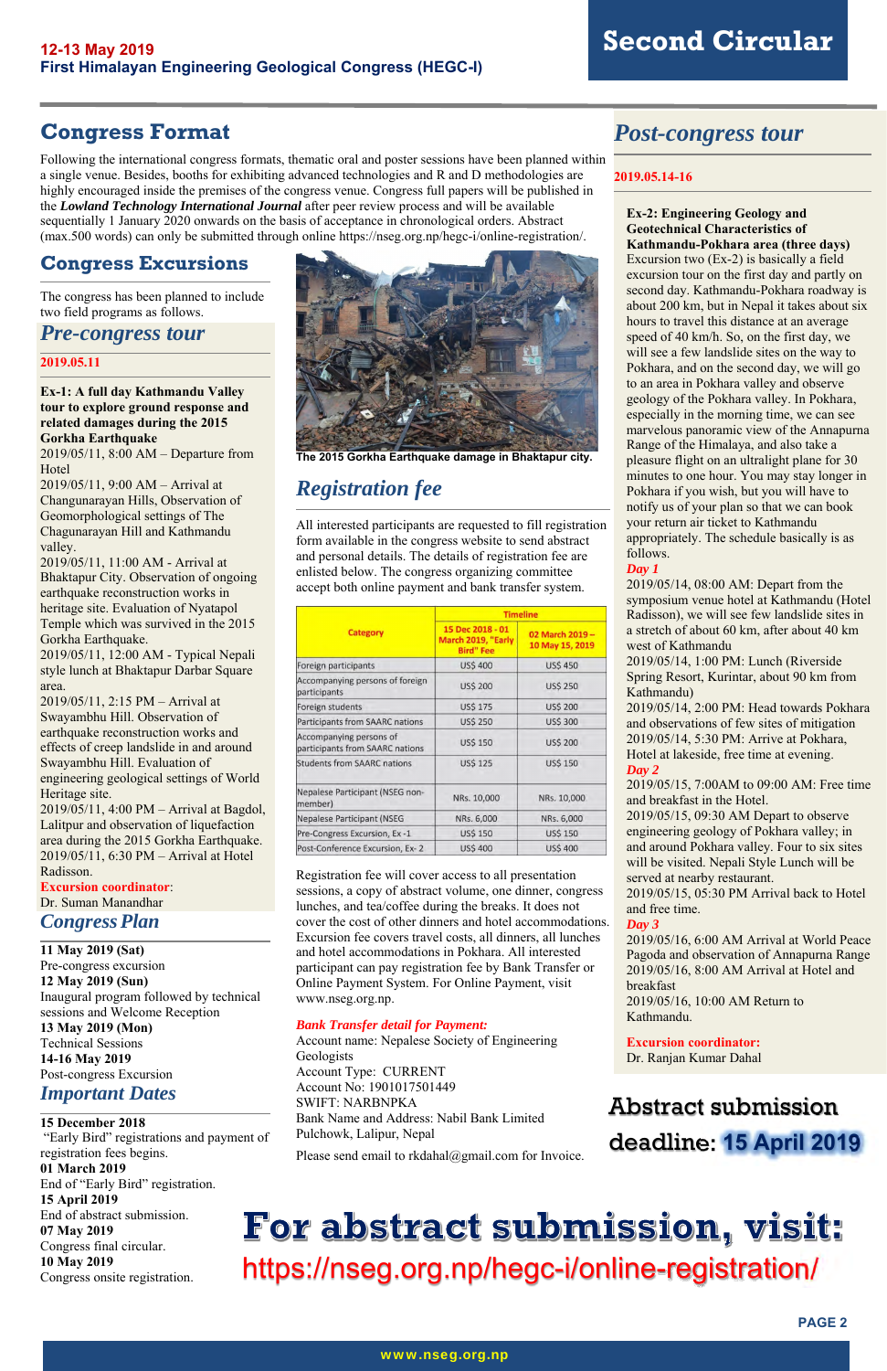# Second Circular

**12-13 May 2019**
**First Himalayan Engineering Geological Congress (HEGC-I)**

## Congress Format

Following the international congress formats, thematic oral and poster sessions have been planned within a single venue. Besides, booths for exhibiting advanced technologies and R and D methodologies are highly encouraged inside the premises of the congress venue. Congress full papers will be published in the ***Lowland Technology International Journal*** after peer review process and will be available sequentially 1 January 2020 onwards on the basis of acceptance in chronological orders. Abstract (max.500 words) can only be submitted through online https://nseg.org.np/hegc-i/online-registration/.

## Congress Excursions

The congress has been planned to include two field programs as follows.

### *Pre-congress tour*

**2019.05.11**

**Ex-1: A full day Kathmandu Valley tour to explore ground response and related damages during the 2015 Gorkha Earthquake**

2019/05/11, 8:00 AM – Departure from Hotel

2019/05/11, 9:00 AM – Arrival at Changunarayan Hills, Observation of Geomorphological settings of The Chagunarayan Hill and Kathmandu valley.

2019/05/11, 11:00 AM - Arrival at Bhaktapur City. Observation of ongoing earthquake reconstruction works in heritage site. Evaluation of Nyatapol Temple which was survived in the 2015 Gorkha Earthquake.

2019/05/11, 12:00 AM - Typical Nepali style lunch at Bhaktapur Darbar Square area.

2019/05/11, 2:15 PM – Arrival at Swayambhu Hill. Observation of earthquake reconstruction works and effects of creep landslide in and around Swayambhu Hill. Evaluation of engineering geological settings of World Heritage site.

2019/05/11, 4:00 PM – Arrival at Bagdol, Lalitpur and observation of liquefaction area during the 2015 Gorkha Earthquake.

2019/05/11, 6:30 PM – Arrival at Hotel Radisson.

**Excursion coordinator**:
Dr. Suman Manandhar

The 2015 Gorkha Earthquake damage in Bhaktapur city.

## *Congress Plan*

**11 May 2019 (Sat)**
Pre-congress excursion
**12 May 2019 (Sun)**
Inaugural program followed by technical sessions and Welcome Reception
**13 May 2019 (Mon)**
Technical Sessions
**14-16 May 2019**
Post-congress Excursion

## *Important Dates*

**15 December 2018**
"Early Bird" registrations and payment of registration fees begins.
**01 March 2019**
End of "Early Bird" registration.
**15 April 2019**
End of abstract submission.
**07 May 2019**
Congress final circular.
**10 May 2019**
Congress onsite registration.

## *Registration fee*

All interested participants are requested to fill registration form available in the congress website to send abstract and personal details. The details of registration fee are enlisted below. The congress organizing committee accept both online payment and bank transfer system.

| Category | Timeline | |
|---|---|---|
| | 15 Dec 2018 - 01 March 2019, "Early Bird" Fee | 02 March 2019 – 10 May 15, 2019 |
| Foreign participants | US$ 400 | US$ 450 |
| Accompanying persons of foreign participants | US$ 200 | US$ 250 |
| Foreign students | US$ 175 | US$ 200 |
| Participants from SAARC nations | US$ 250 | US$ 300 |
| Accompanying persons of participants from SAARC nations | US$ 150 | US$ 200 |
| Students from SAARC nations | US$ 125 | US$ 150 |
| Nepalese Participant (NSEG non-member) | NRs. 10,000 | NRs. 10,000 |
| Nepalese Participant (NSEG | NRs. 6,000 | NRs. 6,000 |
| Pre-Congress Excursion, Ex -1 | US$ 150 | US$ 150 |
| Post-Conference Excursion, Ex- 2 | US$ 400 | US$ 400 |

Registration fee will cover access to all presentation sessions, a copy of abstract volume, one dinner, congress lunches, and tea/coffee during the breaks. It does not cover the cost of other dinners and hotel accommodations. Excursion fee covers travel costs, all dinners, all lunches and hotel accommodations in Pokhara. All interested participant can pay registration fee by Bank Transfer or Online Payment System. For Online Payment, visit www.nseg.org.np.

***Bank Transfer detail for Payment:***
Account name: Nepalese Society of Engineering Geologists
Account Type: CURRENT
Account No: 1901017501449
SWIFT: NARBNPKA
Bank Name and Address: Nabil Bank Limited Pulchowk, Lalipur, Nepal

Please send email to rkdahal@gmail.com for Invoice.

## *Post-congress tour*

**2019.05.14-16**

**Ex-2: Engineering Geology and Geotechnical Characteristics of Kathmandu-Pokhara area (three days)**

Excursion two (Ex-2) is basically a field excursion tour on the first day and partly on second day. Kathmandu-Pokhara roadway is about 200 km, but in Nepal it takes about six hours to travel this distance at an average speed of 40 km/h. So, on the first day, we will see a few landslide sites on the way to Pokhara, and on the second day, we will go to an area in Pokhara valley and observe geology of the Pokhara valley. In Pokhara, especially in the morning time, we can see marvelous panoramic view of the Annapurna Range of the Himalaya, and also take a pleasure flight on an ultralight plane for 30 minutes to one hour. You may stay longer in Pokhara if you wish, but you will have to notify us of your plan so that we can book your return air ticket to Kathmandu appropriately. The schedule basically is as follows.

***Day 1***

2019/05/14, 08:00 AM: Depart from the symposium venue hotel at Kathmandu (Hotel Radisson), we will see few landslide sites in a stretch of about 60 km, after about 40 km west of Kathmandu

2019/05/14, 1:00 PM: Lunch (Riverside Spring Resort, Kurintar, about 90 km from Kathmandu)

2019/05/14, 2:00 PM: Head towards Pokhara and observations of few sites of mitigation

2019/05/14, 5:30 PM: Arrive at Pokhara, Hotel at lakeside, free time at evening.

***Day 2***

2019/05/15, 7:00AM to 09:00 AM: Free time and breakfast in the Hotel.

2019/05/15, 09:30 AM Depart to observe engineering geology of Pokhara valley; in and around Pokhara valley. Four to six sites will be visited. Nepali Style Lunch will be served at nearby restaurant.

2019/05/15, 05:30 PM Arrival back to Hotel and free time.

***Day 3***

2019/05/16, 6:00 AM Arrival at World Peace Pagoda and observation of Annapurna Range

2019/05/16, 8:00 AM Arrival at Hotel and breakfast

2019/05/16, 10:00 AM Return to Kathmandu.

**Excursion coordinator:**
Dr. Ranjan Kumar Dahal

**Abstract submission deadline: 15 April 2019**

# For abstract submission, visit:
https://nseg.org.np/hegc-i/online-registration/

www.nseg.org.np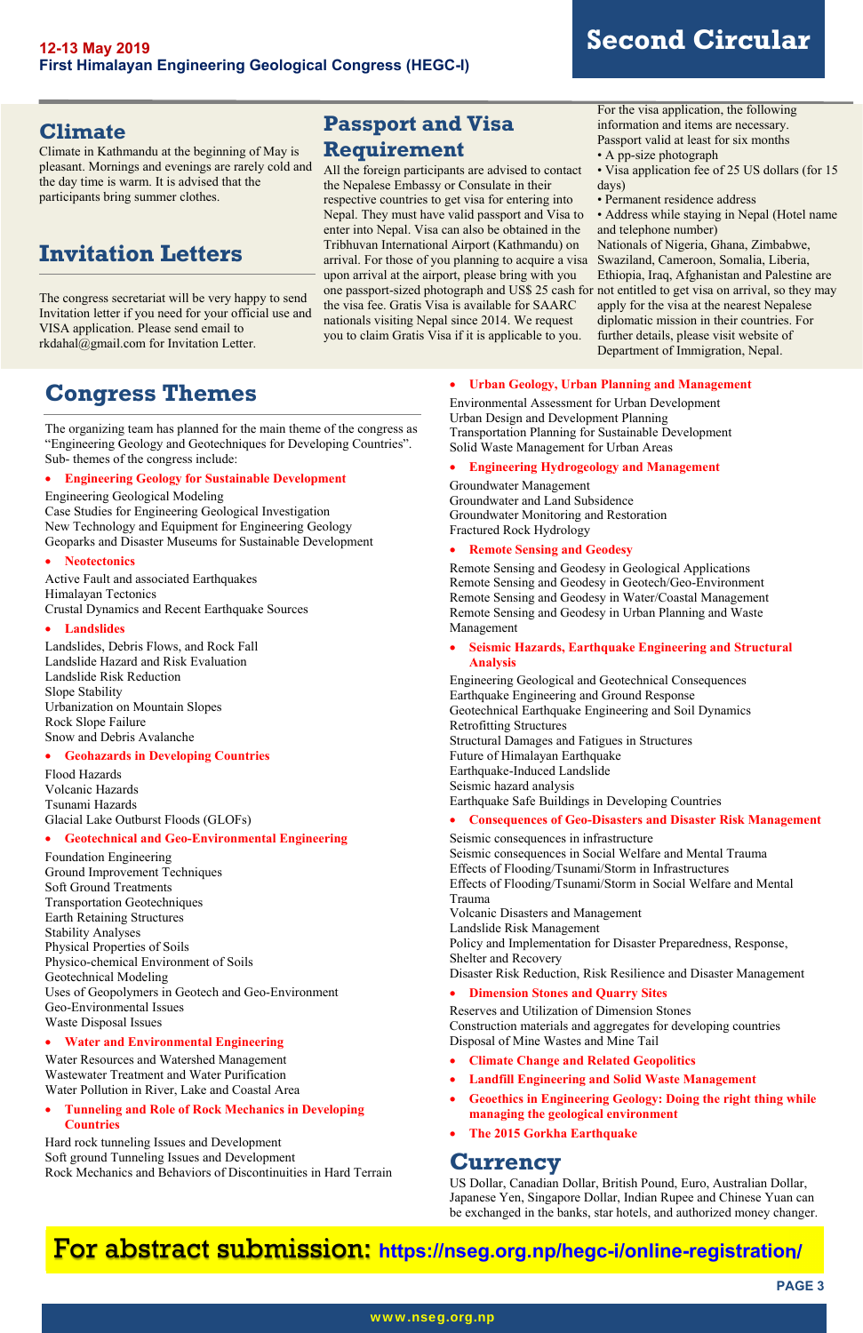12-13 May 2019
First Himalayan Engineering Geological Congress (HEGC-I)

# Second Circular

## Climate

Climate in Kathmandu at the beginning of May is pleasant. Mornings and evenings are rarely cold and the day time is warm. It is advised that the participants bring summer clothes.

## Invitation Letters

The congress secretariat will be very happy to send Invitation letter if you need for your official use and VISA application. Please send email to rkdahal@gmail.com for Invitation Letter.

## Passport and Visa Requirement

All the foreign participants are advised to contact the Nepalese Embassy or Consulate in their respective countries to get visa for entering into Nepal. They must have valid passport and Visa to enter into Nepal. Visa can also be obtained in the Tribhuvan International Airport (Kathmandu) on arrival. For those of you planning to acquire a visa upon arrival at the airport, please bring with you one passport-sized photograph and US$ 25 cash for the visa fee. Gratis Visa is available for SAARC nationals visiting Nepal since 2014. We request you to claim Gratis Visa if it is applicable to you.

For the visa application, the following information and items are necessary.
Passport valid at least for six months
- A pp-size photograph
- Visa application fee of 25 US dollars (for 15 days)
- Permanent residence address
- Address while staying in Nepal (Hotel name and telephone number)

Nationals of Nigeria, Ghana, Zimbabwe, Swaziland, Cameroon, Somalia, Liberia, Ethiopia, Iraq, Afghanistan and Palestine are not entitled to get visa on arrival, so they may apply for the visa at the nearest Nepalese diplomatic mission in their countries. For further details, please visit website of Department of Immigration, Nepal.

## Congress Themes

The organizing team has planned for the main theme of the congress as "Engineering Geology and Geotechniques for Developing Countries". Sub- themes of the congress include:

- **Engineering Geology for Sustainable Development**

Engineering Geological Modeling
Case Studies for Engineering Geological Investigation
New Technology and Equipment for Engineering Geology
Geoparks and Disaster Museums for Sustainable Development

- **Neotectonics**

Active Fault and associated Earthquakes
Himalayan Tectonics
Crustal Dynamics and Recent Earthquake Sources

- **Landslides**

Landslides, Debris Flows, and Rock Fall
Landslide Hazard and Risk Evaluation
Landslide Risk Reduction
Slope Stability
Urbanization on Mountain Slopes
Rock Slope Failure
Snow and Debris Avalanche

- **Geohazards in Developing Countries**

Flood Hazards
Volcanic Hazards
Tsunami Hazards
Glacial Lake Outburst Floods (GLOFs)

- **Geotechnical and Geo-Environmental Engineering**

Foundation Engineering
Ground Improvement Techniques
Soft Ground Treatments
Transportation Geotechniques
Earth Retaining Structures
Stability Analyses
Physical Properties of Soils
Physico-chemical Environment of Soils
Geotechnical Modeling
Uses of Geopolymers in Geotech and Geo-Environment
Geo-Environmental Issues
Waste Disposal Issues

- **Water and Environmental Engineering**

Water Resources and Watershed Management
Wastewater Treatment and Water Purification
Water Pollution in River, Lake and Coastal Area

- **Tunneling and Role of Rock Mechanics in Developing Countries**

Hard rock tunneling Issues and Development
Soft ground Tunneling Issues and Development
Rock Mechanics and Behaviors of Discontinuities in Hard Terrain

- **Urban Geology, Urban Planning and Management**

Environmental Assessment for Urban Development
Urban Design and Development Planning
Transportation Planning for Sustainable Development
Solid Waste Management for Urban Areas

- **Engineering Hydrogeology and Management**

Groundwater Management
Groundwater and Land Subsidence
Groundwater Monitoring and Restoration
Fractured Rock Hydrology

- **Remote Sensing and Geodesy**

Remote Sensing and Geodesy in Geological Applications
Remote Sensing and Geodesy in Geotech/Geo-Environment
Remote Sensing and Geodesy in Water/Coastal Management
Remote Sensing and Geodesy in Urban Planning and Waste Management

- **Seismic Hazards, Earthquake Engineering and Structural Analysis**

Engineering Geological and Geotechnical Consequences
Earthquake Engineering and Ground Response
Geotechnical Earthquake Engineering and Soil Dynamics
Retrofitting Structures
Structural Damages and Fatigues in Structures
Future of Himalayan Earthquake
Earthquake-Induced Landslide
Seismic hazard analysis
Earthquake Safe Buildings in Developing Countries

- **Consequences of Geo-Disasters and Disaster Risk Management**

Seismic consequences in infrastructure
Seismic consequences in Social Welfare and Mental Trauma
Effects of Flooding/Tsunami/Storm in Infrastructures
Effects of Flooding/Tsunami/Storm in Social Welfare and Mental Trauma
Volcanic Disasters and Management
Landslide Risk Management
Policy and Implementation for Disaster Preparedness, Response, Shelter and Recovery
Disaster Risk Reduction, Risk Resilience and Disaster Management

- **Dimension Stones and Quarry Sites**

Reserves and Utilization of Dimension Stones
Construction materials and aggregates for developing countries
Disposal of Mine Wastes and Mine Tail

- **Climate Change and Related Geopolitics**
- **Landfill Engineering and Solid Waste Management**
- **Geoethics in Engineering Geology: Doing the right thing while managing the geological environment**
- **The 2015 Gorkha Earthquake**

## Currency

US Dollar, Canadian Dollar, British Pound, Euro, Australian Dollar, Japanese Yen, Singapore Dollar, Indian Rupee and Chinese Yuan can be exchanged in the banks, star hotels, and authorized money changer.

## For abstract submission: https://nseg.org.np/hegc-i/online-registration/

www.nseg.org.np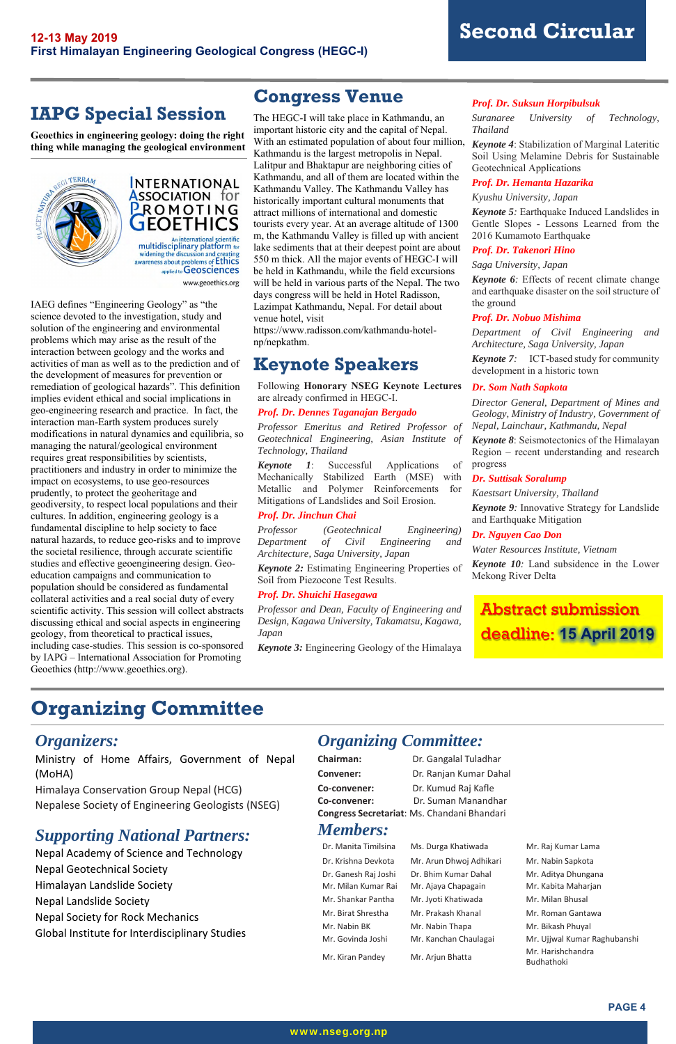# IAPG Special Session

**Geoethics in engineering geology: doing the right thing while managing the geological environment**

IAEG defines "Engineering Geology" as "the science devoted to the investigation, study and solution of the engineering and environmental problems which may arise as the result of the interaction between geology and the works and activities of man as well as to the prediction and of the development of measures for prevention or remediation of geological hazards". This definition implies evident ethical and social implications in geo-engineering research and practice. In fact, the interaction man-Earth system produces surely modifications in natural dynamics and equilibria, so managing the natural/geological environment requires great responsibilities by scientists, practitioners and industry in order to minimize the impact on ecosystems, to use geo-resources prudently, to protect the geoheritage and geodiversity, to respect local populations and their cultures. In addition, engineering geology is a fundamental discipline to help society to face natural hazards, to reduce geo-risks and to improve the societal resilience, through accurate scientific studies and effective geoengineering design. Geo-education campaigns and communication to population should be considered as fundamental collateral activities and a real social duty of every scientific activity. This session will collect abstracts discussing ethical and social aspects in engineering geology, from theoretical to practical issues, including case-studies. This session is co-sponsored by IAPG – International Association for Promoting Geoethics (http://www.geoethics.org).

# Congress Venue

The HEGC-I will take place in Kathmandu, an important historic city and the capital of Nepal. With an estimated population of about four million, Kathmandu is the largest metropolis in Nepal. Lalitpur and Bhaktapur are neighboring cities of Kathmandu, and all of them are located within the Kathmandu Valley. The Kathmandu Valley has historically important cultural monuments that attract millions of international and domestic tourists every year. At an average altitude of 1300 m, the Kathmandu Valley is filled up with ancient lake sediments that at their deepest point are about 550 m thick. All the major events of HEGC-I will be held in Kathmandu, while the field excursions will be held in various parts of the Nepal. The two days congress will be held in Hotel Radisson, Lazimpat Kathmandu, Nepal. For detail about venue hotel, visit https://www.radisson.com/kathmandu-hotel-np/nepkathm.

# Keynote Speakers

Following **Honorary NSEG Keynote Lectures** are already confirmed in HEGC-I.

***Prof. Dr. Dennes Taganajan Bergado***

*Professor Emeritus and Retired Professor of Geotechnical Engineering, Asian Institute of Technology, Thailand*

***Keynote 1***: Successful Applications of Mechanically Stabilized Earth (MSE) with Metallic and Polymer Reinforcements for Mitigations of Landslides and Soil Erosion.

***Prof. Dr. Jinchun Chai***

*Professor (Geotechnical Engineering) Department of Civil Engineering and Architecture, Saga University, Japan*

***Keynote 2:*** Estimating Engineering Properties of Soil from Piezocone Test Results.

***Prof. Dr. Shuichi Hasegawa***

*Professor and Dean, Faculty of Engineering and Design, Kagawa University, Takamatsu, Kagawa, Japan*

***Keynote 3:*** Engineering Geology of the Himalaya

***Prof. Dr. Suksun Horpibulsuk***

*Suranaree University of Technology, Thailand*

***Keynote 4***: Stabilization of Marginal Lateritic Soil Using Melamine Debris for Sustainable Geotechnical Applications

***Prof. Dr. Hemanta Hazarika***

*Kyushu University, Japan*

***Keynote 5:*** Earthquake Induced Landslides in Gentle Slopes - Lessons Learned from the 2016 Kumamoto Earthquake

***Prof. Dr. Takenori Hino***

*Saga University, Japan*

***Keynote 6:*** Effects of recent climate change and earthquake disaster on the soil structure of the ground

***Prof. Dr. Nobuo Mishima***

*Department of Civil Engineering and Architecture, Saga University, Japan*

***Keynote 7:*** ICT-based study for community development in a historic town

***Dr. Som Nath Sapkota***

*Director General, Department of Mines and Geology, Ministry of Industry, Government of Nepal, Lainchaur, Kathmandu, Nepal*

***Keynote 8***: Seismotectonics of the Himalayan Region – recent understanding and research progress

***Dr. Suttisak Soralump***

*Kaestsart University, Thailand*

***Keynote 9:*** Innovative Strategy for Landslide and Earthquake Mitigation

***Dr. Nguyen Cao Don***

*Water Resources Institute, Vietnam*

***Keynote 10:*** Land subsidence in the Lower Mekong River Delta

**Abstract submission deadline: 15 April 2019**

# Organizing Committee

## *Organizers:*

Ministry of Home Affairs, Government of Nepal (MoHA)

Himalaya Conservation Group Nepal (HCG)

Nepalese Society of Engineering Geologists (NSEG)

## *Supporting National Partners:*

Nepal Academy of Science and Technology

Nepal Geotechnical Society

Himalayan Landslide Society

Nepal Landslide Society

Nepal Society for Rock Mechanics

Global Institute for Interdisciplinary Studies

## *Organizing Committee:*

**Chairman:** Dr. Gangalal Tuladhar

**Convener:** Dr. Ranjan Kumar Dahal

**Co-convener:** Dr. Kumud Raj Kafle

**Co-convener:** Dr. Suman Manandhar

**Congress Secretariat**: Ms. Chandani Bhandari

## *Members:*

| | | |
|---|---|---|
| Dr. Manita Timilsina | Ms. Durga Khatiwada | Mr. Raj Kumar Lama |
| Dr. Krishna Devkota | Mr. Arun Dhwoj Adhikari | Mr. Nabin Sapkota |
| Dr. Ganesh Raj Joshi | Dr. Bhim Kumar Dahal | Mr. Aditya Dhungana |
| Mr. Milan Kumar Rai | Mr. Ajaya Chapagain | Mr. Kabita Maharjan |
| Mr. Shankar Pantha | Mr. Jyoti Khatiwada | Mr. Milan Bhusal |
| Mr. Birat Shrestha | Mr. Prakash Khanal | Mr. Roman Gantawa |
| Mr. Nabin BK | Mr. Nabin Thapa | Mr. Bikash Phuyal |
| Mr. Govinda Joshi | Mr. Kanchan Chaulagai | Mr. Ujjwal Kumar Raghubanshi |
| Mr. Kiran Pandey | Mr. Arjun Bhatta | Mr. Harishchandra Budhathoki |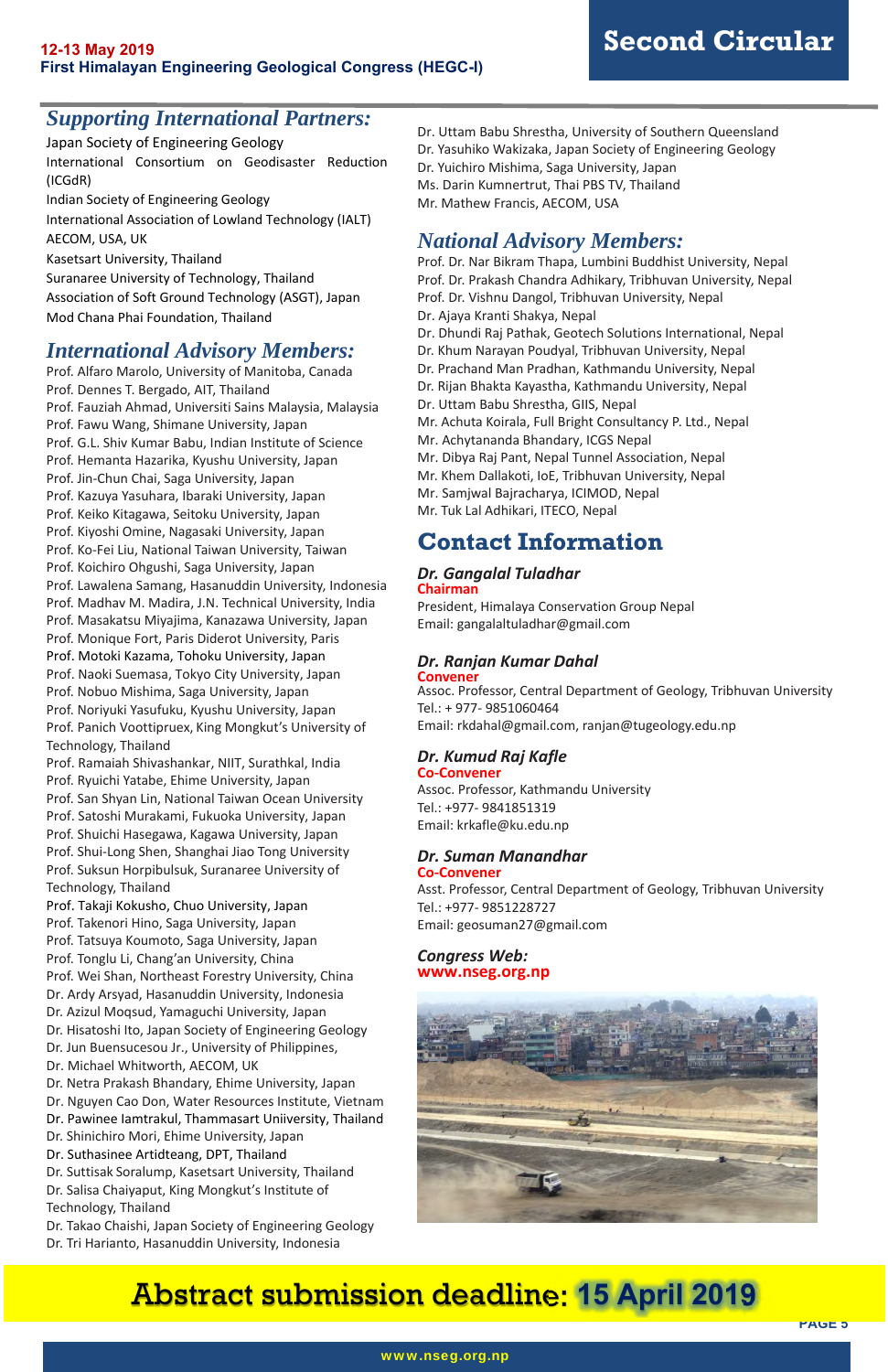## Supporting International Partners:

Japan Society of Engineering Geology
International Consortium on Geodisaster Reduction (ICGdR)
Indian Society of Engineering Geology
International Association of Lowland Technology (IALT)
AECOM, USA, UK
Kasetsart University, Thailand
Suranaree University of Technology, Thailand
Association of Soft Ground Technology (ASGT), Japan
Mod Chana Phai Foundation, Thailand

## International Advisory Members:

Prof. Alfaro Marolo, University of Manitoba, Canada
Prof. Dennes T. Bergado, AIT, Thailand
Prof. Fauziah Ahmad, Universiti Sains Malaysia, Malaysia
Prof. Fawu Wang, Shimane University, Japan
Prof. G.L. Shiv Kumar Babu, Indian Institute of Science
Prof. Hemanta Hazarika, Kyushu University, Japan
Prof. Jin-Chun Chai, Saga University, Japan
Prof. Kazuya Yasuhara, Ibaraki University, Japan
Prof. Keiko Kitagawa, Seitoku University, Japan
Prof. Kiyoshi Omine, Nagasaki University, Japan
Prof. Ko-Fei Liu, National Taiwan University, Taiwan
Prof. Koichiro Ohgushi, Saga University, Japan
Prof. Lawalena Samang, Hasanuddin University, Indonesia
Prof. Madhav M. Madira, J.N. Technical University, India
Prof. Masakatsu Miyajima, Kanazawa University, Japan
Prof. Monique Fort, Paris Diderot University, Paris
Prof. Motoki Kazama, Tohoku University, Japan
Prof. Naoki Suemasa, Tokyo City University, Japan
Prof. Nobuo Mishima, Saga University, Japan
Prof. Noriyuki Yasufuku, Kyushu University, Japan
Prof. Panich Voottipruex, King Mongkut's University of Technology, Thailand
Prof. Ramaiah Shivashankar, NIIT, Surathkal, India
Prof. Ryuichi Yatabe, Ehime University, Japan
Prof. San Shyan Lin, National Taiwan Ocean University
Prof. Satoshi Murakami, Fukuoka University, Japan
Prof. Shuichi Hasegawa, Kagawa University, Japan
Prof. Shui-Long Shen, Shanghai Jiao Tong University
Prof. Suksun Horpibulsuk, Suranaree University of Technology, Thailand
Prof. Takaji Kokusho, Chuo University, Japan
Prof. Takenori Hino, Saga University, Japan
Prof. Tatsuya Koumoto, Saga University, Japan
Prof. Tonglu Li, Chang'an University, China
Prof. Wei Shan, Northeast Forestry University, China
Dr. Ardy Arsyad, Hasanuddin University, Indonesia
Dr. Azizul Moqsud, Yamaguchi University, Japan
Dr. Hisatoshi Ito, Japan Society of Engineering Geology
Dr. Jun Buensucesou Jr., University of Philippines,
Dr. Michael Whitworth, AECOM, UK
Dr. Netra Prakash Bhandary, Ehime University, Japan
Dr. Nguyen Cao Don, Water Resources Institute, Vietnam
Dr. Pawinee Iamtrakul, Thammasart Uniiversity, Thailand
Dr. Shinichiro Mori, Ehime University, Japan
Dr. Suthasinee Artidteang, DPT, Thailand
Dr. Suttisak Soralump, Kasetsart University, Thailand
Dr. Salisa Chaiyaput, King Mongkut's Institute of Technology, Thailand
Dr. Takao Chaishi, Japan Society of Engineering Geology
Dr. Tri Harianto, Hasanuddin University, Indonesia
Dr. Uttam Babu Shrestha, University of Southern Queensland
Dr. Yasuhiko Wakizaka, Japan Society of Engineering Geology
Dr. Yuichiro Mishima, Saga University, Japan
Ms. Darin Kumnertrut, Thai PBS TV, Thailand
Mr. Mathew Francis, AECOM, USA

## National Advisory Members:

Prof. Dr. Nar Bikram Thapa, Lumbini Buddhist University, Nepal
Prof. Dr. Prakash Chandra Adhikary, Tribhuvan University, Nepal
Prof. Dr. Vishnu Dangol, Tribhuvan University, Nepal
Dr. Ajaya Kranti Shakya, Nepal
Dr. Dhundi Raj Pathak, Geotech Solutions International, Nepal
Dr. Khum Narayan Poudyal, Tribhuvan University, Nepal
Dr. Prachand Man Pradhan, Kathmandu University, Nepal
Dr. Rijan Bhakta Kayastha, Kathmandu University, Nepal
Dr. Uttam Babu Shrestha, GIIS, Nepal
Mr. Achuta Koirala, Full Bright Consultancy P. Ltd., Nepal
Mr. Achytananda Bhandary, ICGS Nepal
Mr. Dibya Raj Pant, Nepal Tunnel Association, Nepal
Mr. Khem Dallakoti, IoE, Tribhuvan University, Nepal
Mr. Samjwal Bajracharya, ICIMOD, Nepal
Mr. Tuk Lal Adhikari, ITECO, Nepal

## Contact Information

***Dr. Gangalal Tuladhar***
**Chairman**
President, Himalaya Conservation Group Nepal
Email: gangalaltuladhar@gmail.com

***Dr. Ranjan Kumar Dahal***
**Convener**
Assoc. Professor, Central Department of Geology, Tribhuvan University
Tel.: + 977- 9851060464
Email: rkdahal@gmail.com, ranjan@tugeology.edu.np

***Dr. Kumud Raj Kafle***
**Co-Convener**
Assoc. Professor, Kathmandu University
Tel.: +977- 9841851319
Email: krkafle@ku.edu.np

***Dr. Suman Manandhar***
**Co-Convener**
Asst. Professor, Central Department of Geology, Tribhuvan University
Tel.: +977- 9851228727
Email: geosuman27@gmail.com

***Congress Web:***
**www.nseg.org.np**

## Abstract submission deadline: 15 April 2019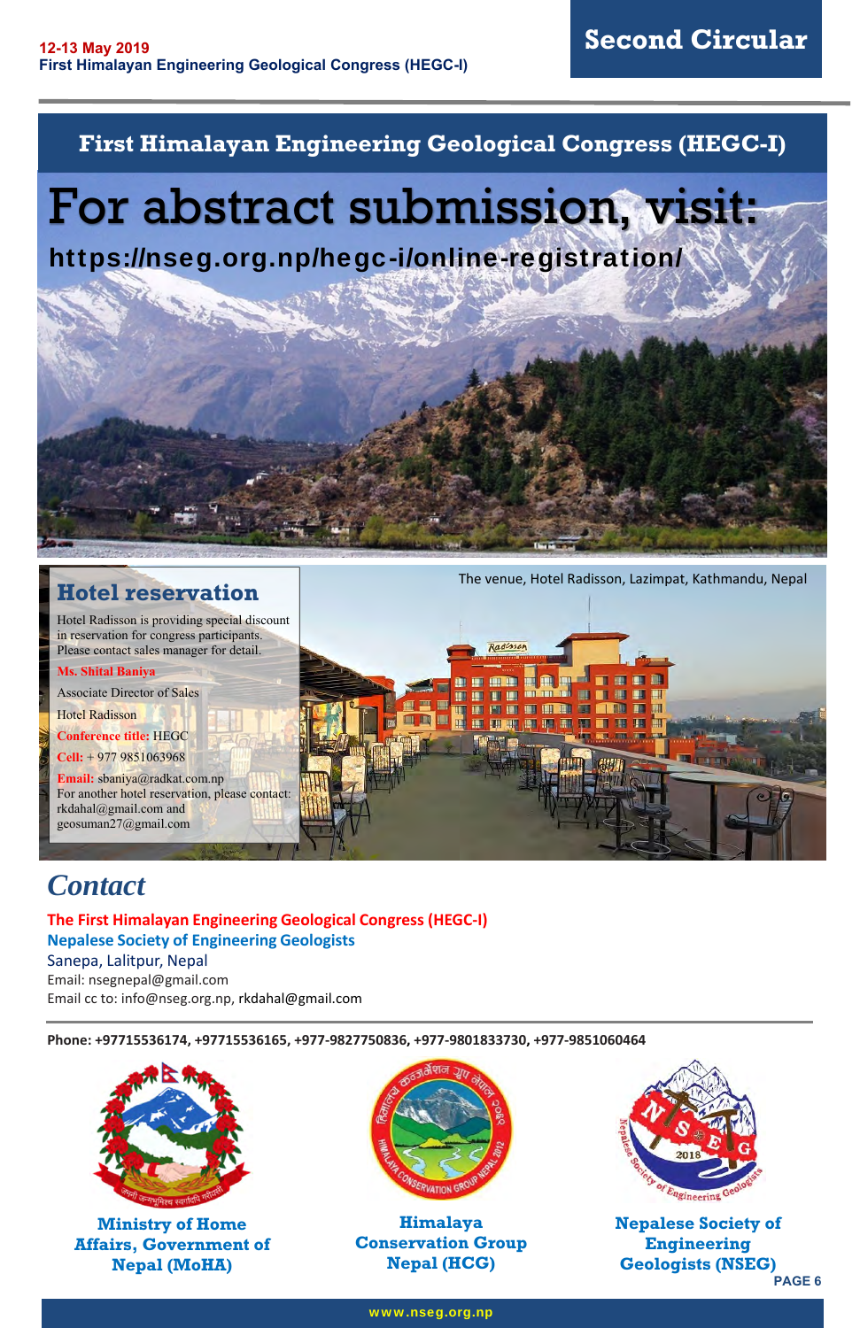## First Himalayan Engineering Geological Congress (HEGC-I)

# For abstract submission, visit:

**https://nseg.org.np/hegc-i/online-registration/**

## Hotel reservation

Hotel Radisson is providing special discount in reservation for congress participants. Please contact sales manager for detail.

**Ms. Shital Baniya**

Associate Director of Sales

Hotel Radisson

**Conference title:** HEGC

**Cell:** + 977 9851063968

**Email:** sbaniya@radkat.com.np

For another hotel reservation, please contact: rkdahal@gmail.com and geosuman27@gmail.com

The venue, Hotel Radisson, Lazimpat, Kathmandu, Nepal

## *Contact*

**The First Himalayan Engineering Geological Congress (HEGC-I)**

**Nepalese Society of Engineering Geologists**

Sanepa, Lalitpur, Nepal

Email: nsegnepal@gmail.com

Email cc to: info@nseg.org.np, rkdahal@gmail.com

**Phone: +97715536174, +97715536165, +977-9827750836, +977-9801833730, +977-9851060464**

**Ministry of Home Affairs, Government of Nepal (MoHA)**

**Himalaya Conservation Group Nepal (HCG)**

**Nepalese Society of Engineering Geologists (NSEG)**

www.nseg.org.np